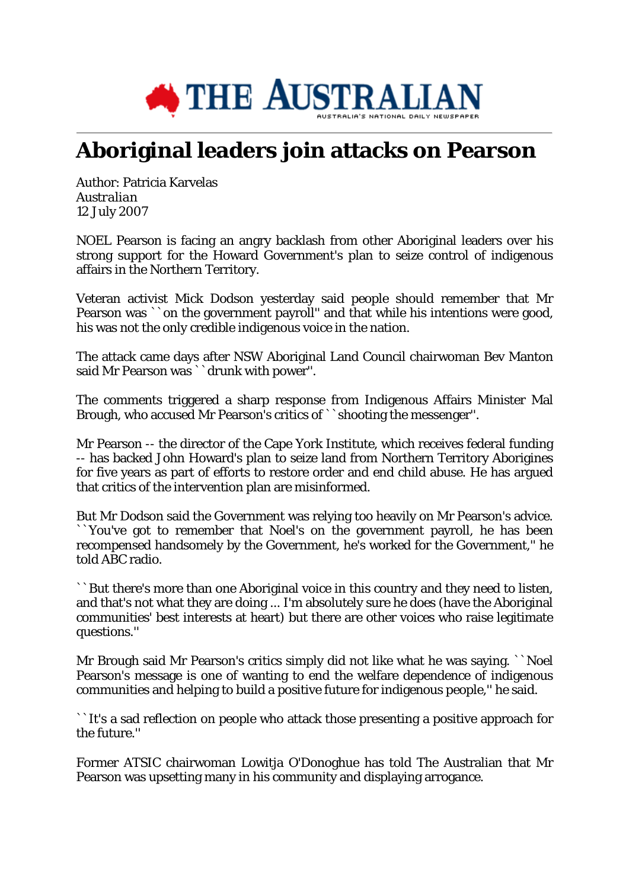# Aboriginal leaders join attacks on Pearson

Author: Patricia Karvelas
*Australian*
12 July 2007

NOEL Pearson is facing an angry backlash from other Aboriginal leaders over his strong support for the Howard Government's plan to seize control of indigenous affairs in the Northern Territory.

Veteran activist Mick Dodson yesterday said people should remember that Mr Pearson was ``on the government payroll'' and that while his intentions were good, his was not the only credible indigenous voice in the nation.

The attack came days after NSW Aboriginal Land Council chairwoman Bev Manton said Mr Pearson was ``drunk with power''.

The comments triggered a sharp response from Indigenous Affairs Minister Mal Brough, who accused Mr Pearson's critics of ``shooting the messenger''.

Mr Pearson -- the director of the Cape York Institute, which receives federal funding -- has backed John Howard's plan to seize land from Northern Territory Aborigines for five years as part of efforts to restore order and end child abuse. He has argued that critics of the intervention plan are misinformed.

But Mr Dodson said the Government was relying too heavily on Mr Pearson's advice. ``You've got to remember that Noel's on the government payroll, he has been recompensed handsomely by the Government, he's worked for the Government,'' he told ABC radio.

``But there's more than one Aboriginal voice in this country and they need to listen, and that's not what they are doing ... I'm absolutely sure he does (have the Aboriginal communities' best interests at heart) but there are other voices who raise legitimate questions.''

Mr Brough said Mr Pearson's critics simply did not like what he was saying. ``Noel Pearson's message is one of wanting to end the welfare dependence of indigenous communities and helping to build a positive future for indigenous people,'' he said.

``It's a sad reflection on people who attack those presenting a positive approach for the future.''

Former ATSIC chairwoman Lowitja O'Donoghue has told The Australian that Mr Pearson was upsetting many in his community and displaying arrogance.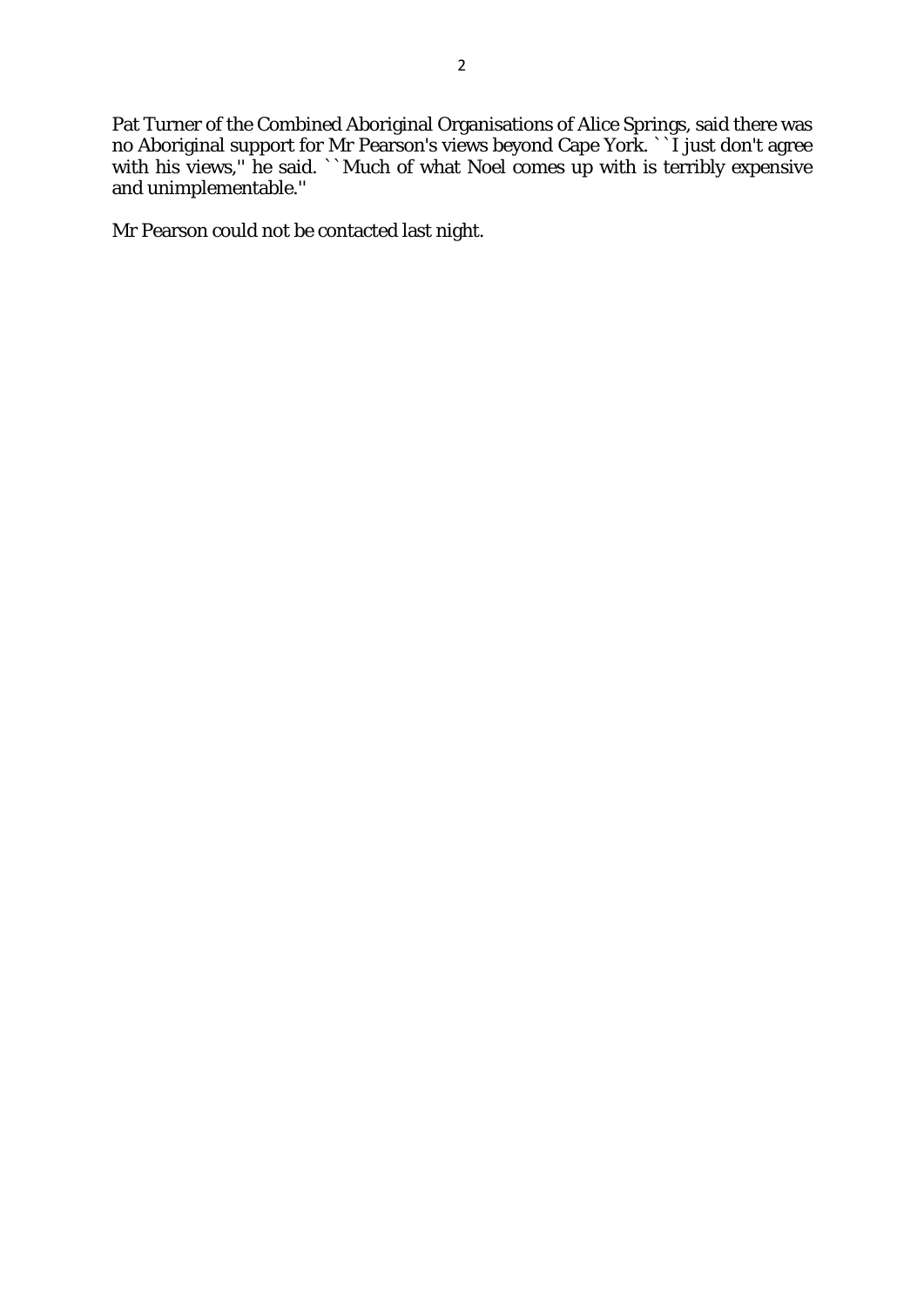Pat Turner of the Combined Aboriginal Organisations of Alice Springs, said there was no Aboriginal support for Mr Pearson's views beyond Cape York. ``I just don't agree with his views,'' he said. ``Much of what Noel comes up with is terribly expensive and unimplementable.''

Mr Pearson could not be contacted last night.